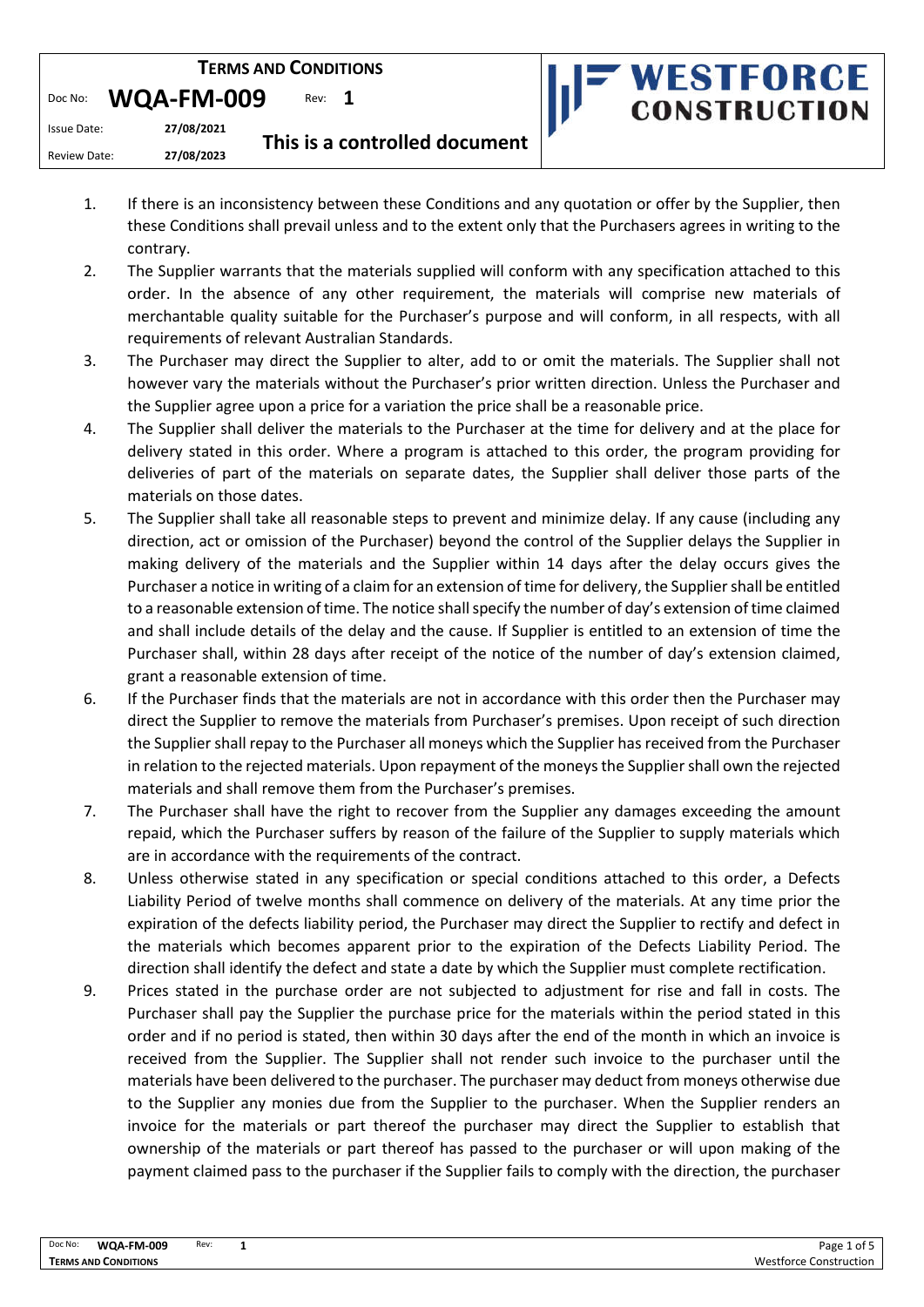| TERMS AND CONDITIONS | | | |
|---|---|---|---|
| Doc No: | **WQA-FM-009** | Rev: | **1** |
| Issue Date: | **27/08/2021** | **This is a controlled document** | |
| Review Date: | **27/08/2023** | | |

**WESTFORCE CONSTRUCTION**

1. If there is an inconsistency between these Conditions and any quotation or offer by the Supplier, then these Conditions shall prevail unless and to the extent only that the Purchasers agrees in writing to the contrary.
2. The Supplier warrants that the materials supplied will conform with any specification attached to this order. In the absence of any other requirement, the materials will comprise new materials of merchantable quality suitable for the Purchaser's purpose and will conform, in all respects, with all requirements of relevant Australian Standards.
3. The Purchaser may direct the Supplier to alter, add to or omit the materials. The Supplier shall not however vary the materials without the Purchaser's prior written direction. Unless the Purchaser and the Supplier agree upon a price for a variation the price shall be a reasonable price.
4. The Supplier shall deliver the materials to the Purchaser at the time for delivery and at the place for delivery stated in this order. Where a program is attached to this order, the program providing for deliveries of part of the materials on separate dates, the Supplier shall deliver those parts of the materials on those dates.
5. The Supplier shall take all reasonable steps to prevent and minimize delay. If any cause (including any direction, act or omission of the Purchaser) beyond the control of the Supplier delays the Supplier in making delivery of the materials and the Supplier within 14 days after the delay occurs gives the Purchaser a notice in writing of a claim for an extension of time for delivery, the Supplier shall be entitled to a reasonable extension of time. The notice shall specify the number of day's extension of time claimed and shall include details of the delay and the cause. If Supplier is entitled to an extension of time the Purchaser shall, within 28 days after receipt of the notice of the number of day's extension claimed, grant a reasonable extension of time.
6. If the Purchaser finds that the materials are not in accordance with this order then the Purchaser may direct the Supplier to remove the materials from Purchaser's premises. Upon receipt of such direction the Supplier shall repay to the Purchaser all moneys which the Supplier has received from the Purchaser in relation to the rejected materials. Upon repayment of the moneys the Supplier shall own the rejected materials and shall remove them from the Purchaser's premises.
7. The Purchaser shall have the right to recover from the Supplier any damages exceeding the amount repaid, which the Purchaser suffers by reason of the failure of the Supplier to supply materials which are in accordance with the requirements of the contract.
8. Unless otherwise stated in any specification or special conditions attached to this order, a Defects Liability Period of twelve months shall commence on delivery of the materials. At any time prior the expiration of the defects liability period, the Purchaser may direct the Supplier to rectify and defect in the materials which becomes apparent prior to the expiration of the Defects Liability Period. The direction shall identify the defect and state a date by which the Supplier must complete rectification.
9. Prices stated in the purchase order are not subjected to adjustment for rise and fall in costs. The Purchaser shall pay the Supplier the purchase price for the materials within the period stated in this order and if no period is stated, then within 30 days after the end of the month in which an invoice is received from the Supplier. The Supplier shall not render such invoice to the purchaser until the materials have been delivered to the purchaser. The purchaser may deduct from moneys otherwise due to the Supplier any monies due from the Supplier to the purchaser. When the Supplier renders an invoice for the materials or part thereof the purchaser may direct the Supplier to establish that ownership of the materials or part thereof has passed to the purchaser or will upon making of the payment claimed pass to the purchaser if the Supplier fails to comply with the direction, the purchaser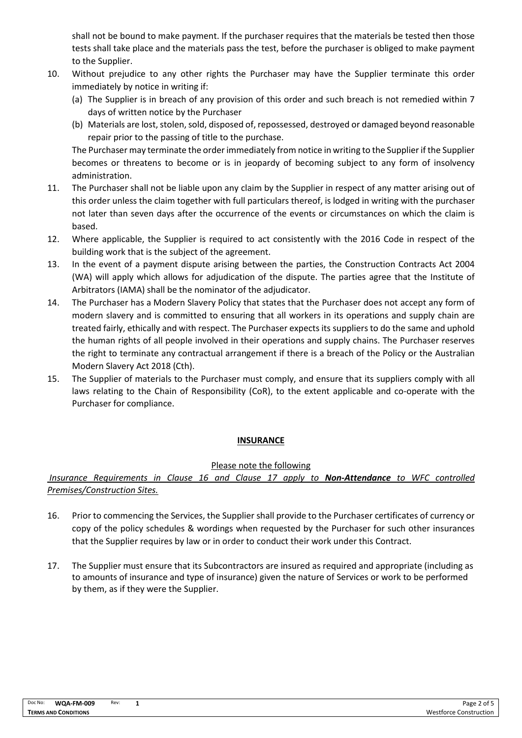shall not be bound to make payment. If the purchaser requires that the materials be tested then those tests shall take place and the materials pass the test, before the purchaser is obliged to make payment to the Supplier.

10. Without prejudice to any other rights the Purchaser may have the Supplier terminate this order immediately by notice in writing if:
    (a) The Supplier is in breach of any provision of this order and such breach is not remedied within 7 days of written notice by the Purchaser
    (b) Materials are lost, stolen, sold, disposed of, repossessed, destroyed or damaged beyond reasonable repair prior to the passing of title to the purchase.

    The Purchaser may terminate the order immediately from notice in writing to the Supplier if the Supplier becomes or threatens to become or is in jeopardy of becoming subject to any form of insolvency administration.
11. The Purchaser shall not be liable upon any claim by the Supplier in respect of any matter arising out of this order unless the claim together with full particulars thereof, is lodged in writing with the purchaser not later than seven days after the occurrence of the events or circumstances on which the claim is based.
12. Where applicable, the Supplier is required to act consistently with the 2016 Code in respect of the building work that is the subject of the agreement.
13. In the event of a payment dispute arising between the parties, the Construction Contracts Act 2004 (WA) will apply which allows for adjudication of the dispute. The parties agree that the Institute of Arbitrators (IAMA) shall be the nominator of the adjudicator.
14. The Purchaser has a Modern Slavery Policy that states that the Purchaser does not accept any form of modern slavery and is committed to ensuring that all workers in its operations and supply chain are treated fairly, ethically and with respect. The Purchaser expects its suppliers to do the same and uphold the human rights of all people involved in their operations and supply chains. The Purchaser reserves the right to terminate any contractual arrangement if there is a breach of the Policy or the Australian Modern Slavery Act 2018 (Cth).
15. The Supplier of materials to the Purchaser must comply, and ensure that its suppliers comply with all laws relating to the Chain of Responsibility (CoR), to the extent applicable and co-operate with the Purchaser for compliance.

## INSURANCE

Please note the following

*Insurance Requirements in Clause 16 and Clause 17 apply to* ***Non-Attendance*** *to WFC controlled Premises/Construction Sites.*

16. Prior to commencing the Services, the Supplier shall provide to the Purchaser certificates of currency or copy of the policy schedules & wordings when requested by the Purchaser for such other insurances that the Supplier requires by law or in order to conduct their work under this Contract.

17. The Supplier must ensure that its Subcontractors are insured as required and appropriate (including as to amounts of insurance and type of insurance) given the nature of Services or work to be performed by them, as if they were the Supplier.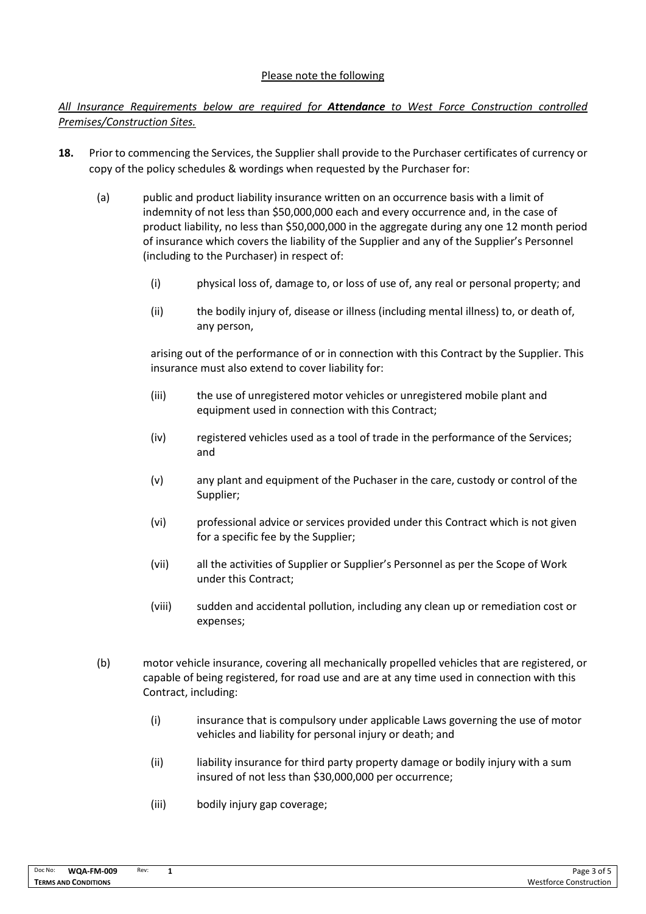<u>Please note the following</u>

*<u>All Insurance Requirements below are required for **Attendance** to West Force Construction controlled Premises/Construction Sites.</u>*

**18.** Prior to commencing the Services, the Supplier shall provide to the Purchaser certificates of currency or copy of the policy schedules & wordings when requested by the Purchaser for:

(a) public and product liability insurance written on an occurrence basis with a limit of indemnity of not less than $50,000,000 each and every occurrence and, in the case of product liability, no less than $50,000,000 in the aggregate during any one 12 month period of insurance which covers the liability of the Supplier and any of the Supplier's Personnel (including to the Purchaser) in respect of:

   (i) physical loss of, damage to, or loss of use of, any real or personal property; and

   (ii) the bodily injury of, disease or illness (including mental illness) to, or death of, any person,

   arising out of the performance of or in connection with this Contract by the Supplier. This insurance must also extend to cover liability for:

   (iii) the use of unregistered motor vehicles or unregistered mobile plant and equipment used in connection with this Contract;

   (iv) registered vehicles used as a tool of trade in the performance of the Services; and

   (v) any plant and equipment of the Puchaser in the care, custody or control of the Supplier;

   (vi) professional advice or services provided under this Contract which is not given for a specific fee by the Supplier;

   (vii) all the activities of Supplier or Supplier's Personnel as per the Scope of Work under this Contract;

   (viii) sudden and accidental pollution, including any clean up or remediation cost or expenses;

(b) motor vehicle insurance, covering all mechanically propelled vehicles that are registered, or capable of being registered, for road use and are at any time used in connection with this Contract, including:

   (i) insurance that is compulsory under applicable Laws governing the use of motor vehicles and liability for personal injury or death; and

   (ii) liability insurance for third party property damage or bodily injury with a sum insured of not less than $30,000,000 per occurrence;

   (iii) bodily injury gap coverage;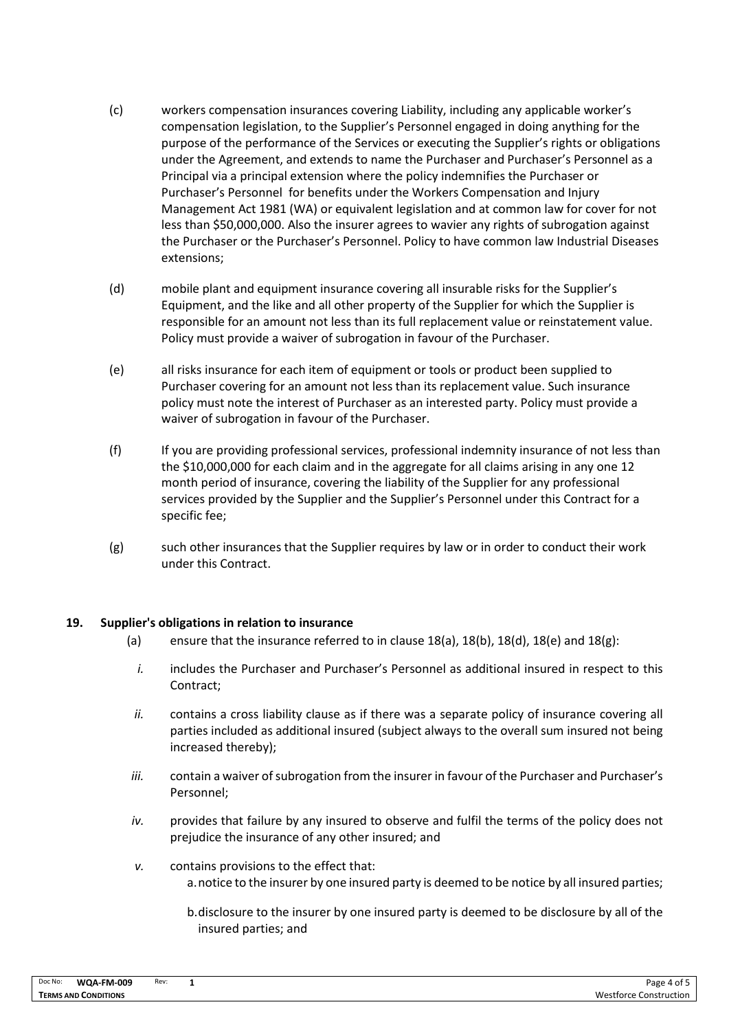(c) workers compensation insurances covering Liability, including any applicable worker's compensation legislation, to the Supplier's Personnel engaged in doing anything for the purpose of the performance of the Services or executing the Supplier's rights or obligations under the Agreement, and extends to name the Purchaser and Purchaser's Personnel as a Principal via a principal extension where the policy indemnifies the Purchaser or Purchaser's Personnel for benefits under the Workers Compensation and Injury Management Act 1981 (WA) or equivalent legislation and at common law for cover for not less than $50,000,000. Also the insurer agrees to wavier any rights of subrogation against the Purchaser or the Purchaser's Personnel. Policy to have common law Industrial Diseases extensions;

(d) mobile plant and equipment insurance covering all insurable risks for the Supplier's Equipment, and the like and all other property of the Supplier for which the Supplier is responsible for an amount not less than its full replacement value or reinstatement value. Policy must provide a waiver of subrogation in favour of the Purchaser.

(e) all risks insurance for each item of equipment or tools or product been supplied to Purchaser covering for an amount not less than its replacement value. Such insurance policy must note the interest of Purchaser as an interested party. Policy must provide a waiver of subrogation in favour of the Purchaser.

(f) If you are providing professional services, professional indemnity insurance of not less than the $10,000,000 for each claim and in the aggregate for all claims arising in any one 12 month period of insurance, covering the liability of the Supplier for any professional services provided by the Supplier and the Supplier's Personnel under this Contract for a specific fee;

(g) such other insurances that the Supplier requires by law or in order to conduct their work under this Contract.

## 19. Supplier's obligations in relation to insurance

(a) ensure that the insurance referred to in clause 18(a), 18(b), 18(d), 18(e) and 18(g):

*i.* includes the Purchaser and Purchaser's Personnel as additional insured in respect to this Contract;

*ii.* contains a cross liability clause as if there was a separate policy of insurance covering all parties included as additional insured (subject always to the overall sum insured not being increased thereby);

*iii.* contain a waiver of subrogation from the insurer in favour of the Purchaser and Purchaser's Personnel;

*iv.* provides that failure by any insured to observe and fulfil the terms of the policy does not prejudice the insurance of any other insured; and

*v.* contains provisions to the effect that:

a. notice to the insurer by one insured party is deemed to be notice by all insured parties;

b. disclosure to the insurer by one insured party is deemed to be disclosure by all of the insured parties; and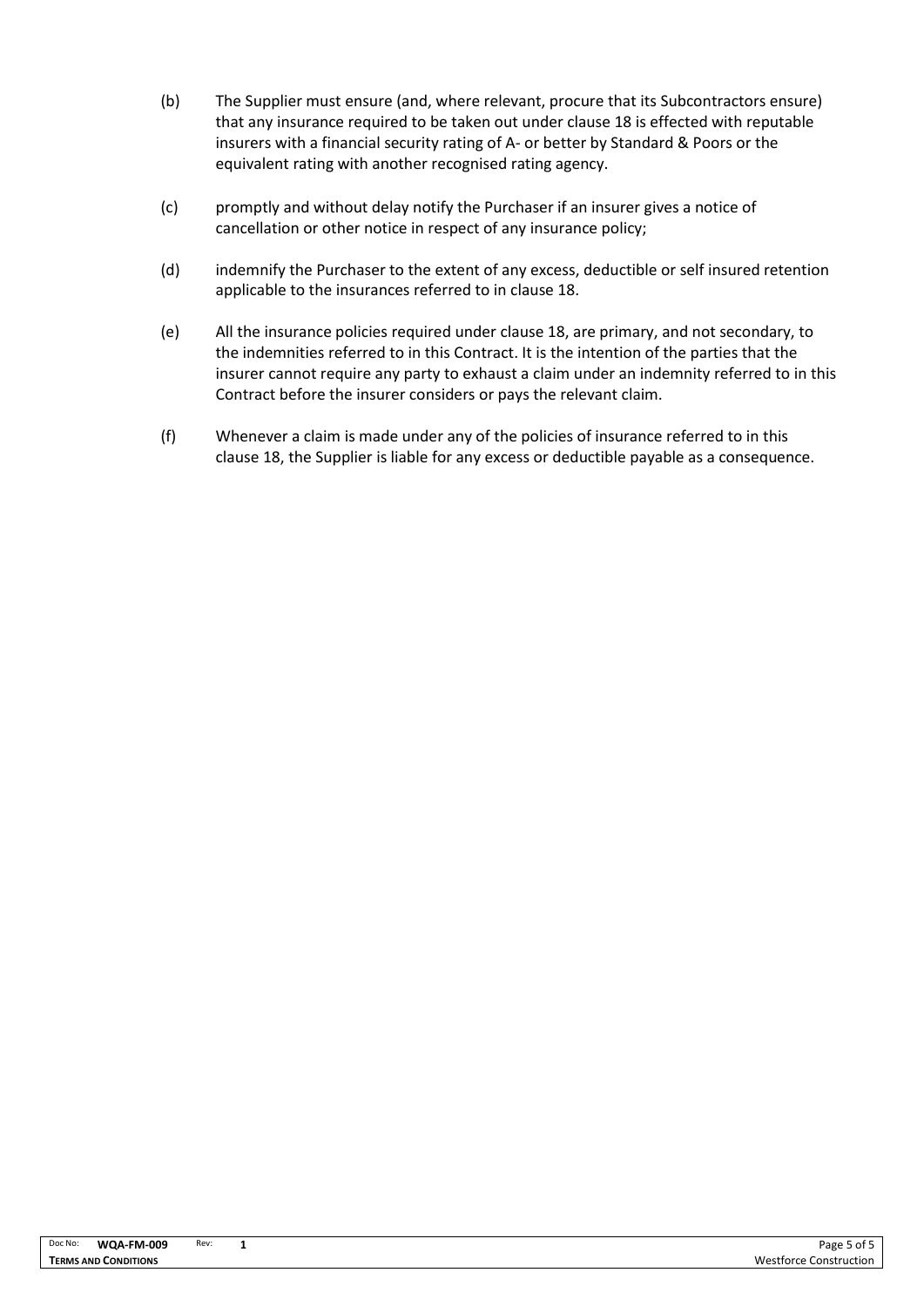(b) The Supplier must ensure (and, where relevant, procure that its Subcontractors ensure) that any insurance required to be taken out under clause 18 is effected with reputable insurers with a financial security rating of A- or better by Standard & Poors or the equivalent rating with another recognised rating agency.

(c) promptly and without delay notify the Purchaser if an insurer gives a notice of cancellation or other notice in respect of any insurance policy;

(d) indemnify the Purchaser to the extent of any excess, deductible or self insured retention applicable to the insurances referred to in clause 18.

(e) All the insurance policies required under clause 18, are primary, and not secondary, to the indemnities referred to in this Contract. It is the intention of the parties that the insurer cannot require any party to exhaust a claim under an indemnity referred to in this Contract before the insurer considers or pays the relevant claim.

(f) Whenever a claim is made under any of the policies of insurance referred to in this clause 18, the Supplier is liable for any excess or deductible payable as a consequence.